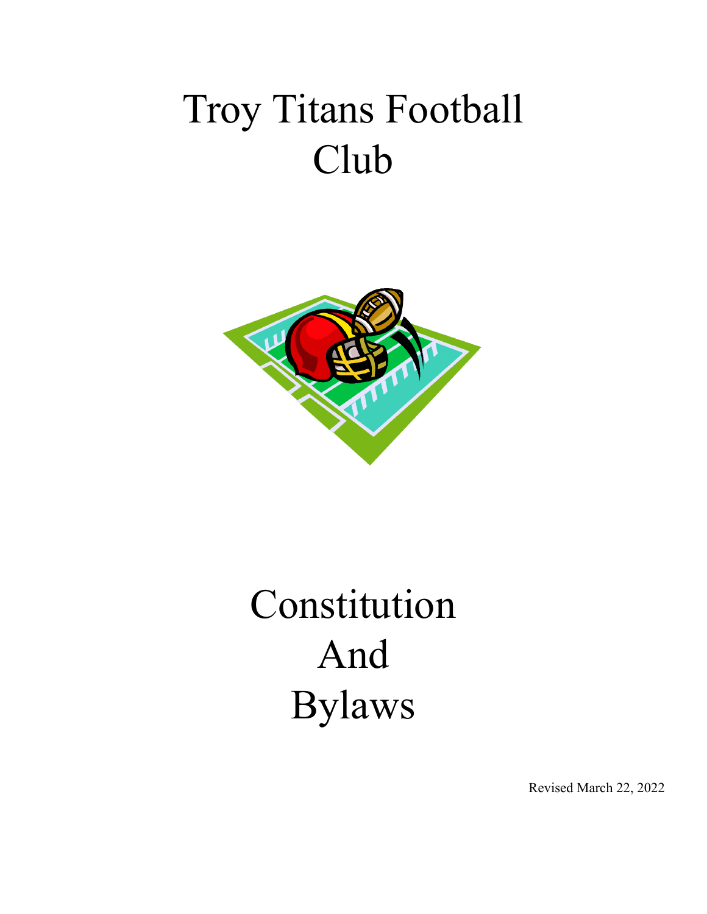# Troy Titans Football Club

# Constitution And Bylaws

Revised March 22, 2022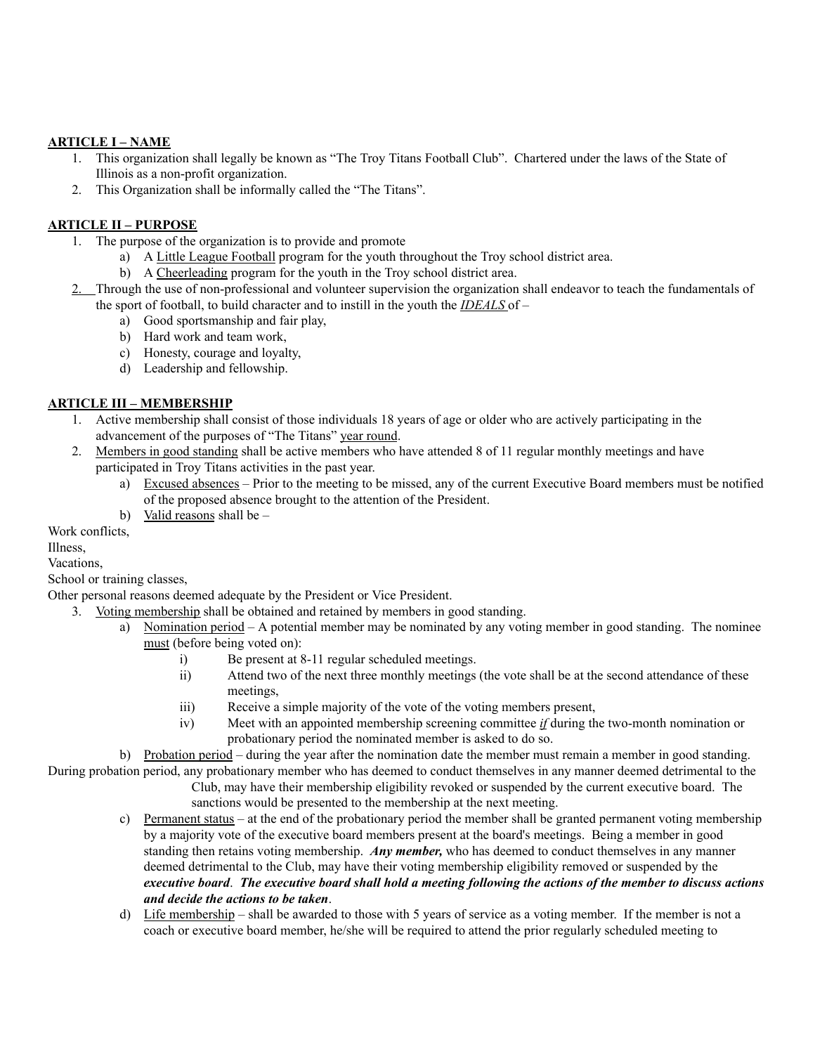**<u>ARTICLE I – NAME</u>**

1. This organization shall legally be known as "The Troy Titans Football Club". Chartered under the laws of the State of Illinois as a non-profit organization.
2. This Organization shall be informally called the "The Titans".

**<u>ARTICLE II – PURPOSE</u>**

1. The purpose of the organization is to provide and promote
   a) A <u>Little League Football</u> program for the youth throughout the Troy school district area.
   b) A <u>Cheerleading</u> program for the youth in the Troy school district area.
2. Through the use of non-professional and volunteer supervision the organization shall endeavor to teach the fundamentals of the sport of football, to build character and to instill in the youth the ***<u>IDEALS</u>*** of –
   a) Good sportsmanship and fair play,
   b) Hard work and team work,
   c) Honesty, courage and loyalty,
   d) Leadership and fellowship.

**<u>ARTICLE III – MEMBERSHIP</u>**

1. Active membership shall consist of those individuals 18 years of age or older who are actively participating in the advancement of the purposes of "The Titans" <u>year round</u>.
2. <u>Members in good standing</u> shall be active members who have attended 8 of 11 regular monthly meetings and have participated in Troy Titans activities in the past year.
   a) <u>Excused absences</u> – Prior to the meeting to be missed, any of the current Executive Board members must be notified of the proposed absence brought to the attention of the President.
   b) <u>Valid reasons</u> shall be –

Work conflicts,
Illness,
Vacations,
School or training classes,
Other personal reasons deemed adequate by the President or Vice President.

3. <u>Voting membership</u> shall be obtained and retained by members in good standing.
   a) <u>Nomination period</u> – A potential member may be nominated by any voting member in good standing. The nominee <u>must</u> (before being voted on):
      i) Be present at 8-11 regular scheduled meetings.
      ii) Attend two of the next three monthly meetings (the vote shall be at the second attendance of these meetings,
      iii) Receive a simple majority of the vote of the voting members present,
      iv) Meet with an appointed membership screening committee *<u>if</u>* during the two-month nomination or probationary period the nominated member is asked to do so.
   b) <u>Probation period</u> – during the year after the nomination date the member must remain a member in good standing.

During probation period, any probationary member who has deemed to conduct themselves in any manner deemed detrimental to the Club, may have their membership eligibility revoked or suspended by the current executive board. The sanctions would be presented to the membership at the next meeting.

   c) <u>Permanent status</u> – at the end of the probationary period the member shall be granted permanent voting membership by a majority vote of the executive board members present at the board's meetings. Being a member in good standing then retains voting membership. ***Any member,*** who has deemed to conduct themselves in any manner deemed detrimental to the Club, may have their voting membership eligibility removed or suspended by the ***executive board***. ***The executive board shall hold a meeting following the actions of the member to discuss actions and decide the actions to be taken***.
   d) <u>Life membership</u> – shall be awarded to those with 5 years of service as a voting member. If the member is not a coach or executive board member, he/she will be required to attend the prior regularly scheduled meeting to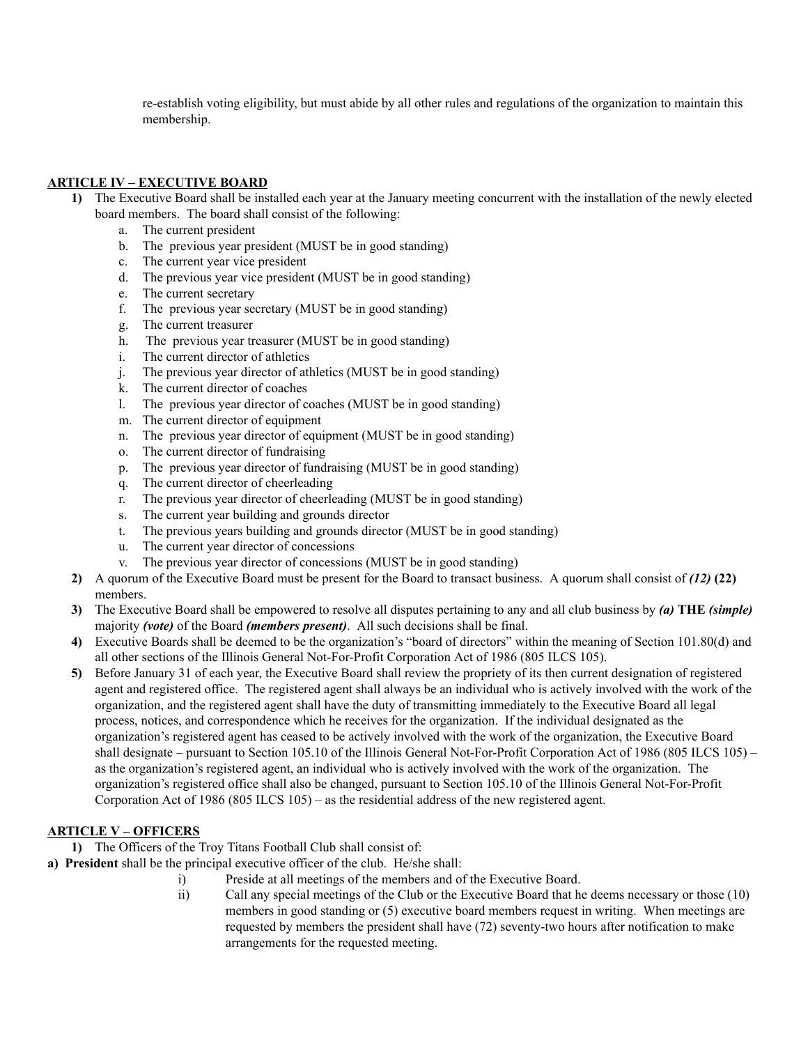re-establish voting eligibility, but must abide by all other rules and regulations of the organization to maintain this membership.

## ARTICLE IV – EXECUTIVE BOARD

1) The Executive Board shall be installed each year at the January meeting concurrent with the installation of the newly elected board members. The board shall consist of the following:
   a. The current president
   b. The previous year president (MUST be in good standing)
   c. The current year vice president
   d. The previous year vice president (MUST be in good standing)
   e. The current secretary
   f. The previous year secretary (MUST be in good standing)
   g. The current treasurer
   h. The previous year treasurer (MUST be in good standing)
   i. The current director of athletics
   j. The previous year director of athletics (MUST be in good standing)
   k. The current director of coaches
   l. The previous year director of coaches (MUST be in good standing)
   m. The current director of equipment
   n. The previous year director of equipment (MUST be in good standing)
   o. The current director of fundraising
   p. The previous year director of fundraising (MUST be in good standing)
   q. The current director of cheerleading
   r. The previous year director of cheerleading (MUST be in good standing)
   s. The current year building and grounds director
   t. The previous years building and grounds director (MUST be in good standing)
   u. The current year director of concessions
   v. The previous year director of concessions (MUST be in good standing)
2) A quorum of the Executive Board must be present for the Board to transact business. A quorum shall consist of ***(12)*** **(22)** members.
3) The Executive Board shall be empowered to resolve all disputes pertaining to any and all club business by ***(a)*** **THE** ***(simple)*** majority ***(vote)*** of the Board ***(members present)***. All such decisions shall be final.
4) Executive Boards shall be deemed to be the organization's "board of directors" within the meaning of Section 101.80(d) and all other sections of the Illinois General Not-For-Profit Corporation Act of 1986 (805 ILCS 105).
5) Before January 31 of each year, the Executive Board shall review the propriety of its then current designation of registered agent and registered office. The registered agent shall always be an individual who is actively involved with the work of the organization, and the registered agent shall have the duty of transmitting immediately to the Executive Board all legal process, notices, and correspondence which he receives for the organization. If the individual designated as the organization's registered agent has ceased to be actively involved with the work of the organization, the Executive Board shall designate – pursuant to Section 105.10 of the Illinois General Not-For-Profit Corporation Act of 1986 (805 ILCS 105) – as the organization's registered agent, an individual who is actively involved with the work of the organization. The organization's registered office shall also be changed, pursuant to Section 105.10 of the Illinois General Not-For-Profit Corporation Act of 1986 (805 ILCS 105) – as the residential address of the new registered agent.

## ARTICLE V – OFFICERS

1) The Officers of the Troy Titans Football Club shall consist of:

a) **President** shall be the principal executive officer of the club. He/she shall:
   i) Preside at all meetings of the members and of the Executive Board.
   ii) Call any special meetings of the Club or the Executive Board that he deems necessary or those (10) members in good standing or (5) executive board members request in writing. When meetings are requested by members the president shall have (72) seventy-two hours after notification to make arrangements for the requested meeting.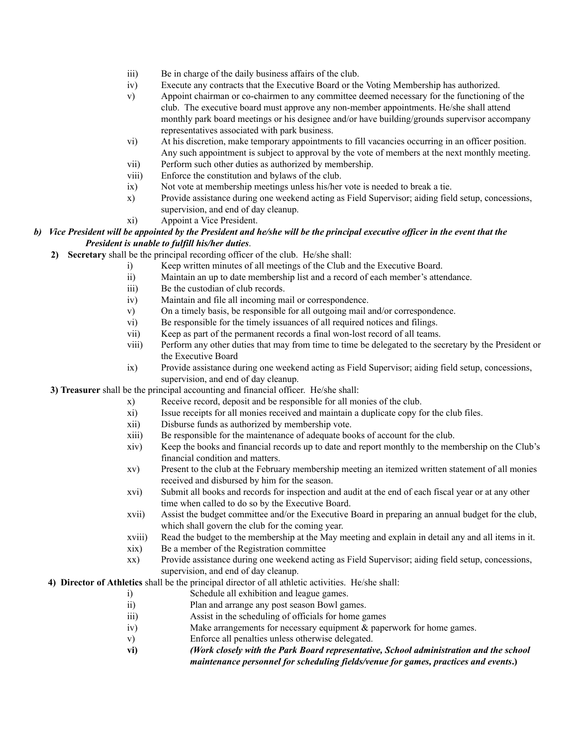iii) Be in charge of the daily business affairs of the club.

iv) Execute any contracts that the Executive Board or the Voting Membership has authorized.

v) Appoint chairman or co-chairmen to any committee deemed necessary for the functioning of the club. The executive board must approve any non-member appointments. He/she shall attend monthly park board meetings or his designee and/or have building/grounds supervisor accompany representatives associated with park business.

vi) At his discretion, make temporary appointments to fill vacancies occurring in an officer position. Any such appointment is subject to approval by the vote of members at the next monthly meeting.

vii) Perform such other duties as authorized by membership.

viii) Enforce the constitution and bylaws of the club.

ix) Not vote at membership meetings unless his/her vote is needed to break a tie.

x) Provide assistance during one weekend acting as Field Supervisor; aiding field setup, concessions, supervision, and end of day cleanup.

xi) Appoint a Vice President.

***b) Vice President will be appointed by the President and he/she will be the principal executive officer in the event that the President is unable to fulfill his/her duties***.

**2) Secretary** shall be the principal recording officer of the club. He/she shall:

i) Keep written minutes of all meetings of the Club and the Executive Board.

ii) Maintain an up to date membership list and a record of each member's attendance.

iii) Be the custodian of club records.

iv) Maintain and file all incoming mail or correspondence.

v) On a timely basis, be responsible for all outgoing mail and/or correspondence.

vi) Be responsible for the timely issuances of all required notices and filings.

vii) Keep as part of the permanent records a final won-lost record of all teams.

viii) Perform any other duties that may from time to time be delegated to the secretary by the President or the Executive Board

ix) Provide assistance during one weekend acting as Field Supervisor; aiding field setup, concessions, supervision, and end of day cleanup.

**3) Treasurer** shall be the principal accounting and financial officer. He/she shall:

x) Receive record, deposit and be responsible for all monies of the club.

xi) Issue receipts for all monies received and maintain a duplicate copy for the club files.

xii) Disburse funds as authorized by membership vote.

xiii) Be responsible for the maintenance of adequate books of account for the club.

xiv) Keep the books and financial records up to date and report monthly to the membership on the Club's financial condition and matters.

xv) Present to the club at the February membership meeting an itemized written statement of all monies received and disbursed by him for the season.

xvi) Submit all books and records for inspection and audit at the end of each fiscal year or at any other time when called to do so by the Executive Board.

xvii) Assist the budget committee and/or the Executive Board in preparing an annual budget for the club, which shall govern the club for the coming year.

xviii) Read the budget to the membership at the May meeting and explain in detail any and all items in it.

xix) Be a member of the Registration committee

xx) Provide assistance during one weekend acting as Field Supervisor; aiding field setup, concessions, supervision, and end of day cleanup.

**4) Director of Athletics** shall be the principal director of all athletic activities. He/she shall:

i) Schedule all exhibition and league games.

ii) Plan and arrange any post season Bowl games.

iii) Assist in the scheduling of officials for home games

iv) Make arrangements for necessary equipment & paperwork for home games.

v) Enforce all penalties unless otherwise delegated.

**vi)** ***(Work closely with the Park Board representative, School administration and the school maintenance personnel for scheduling fields/venue for games, practices and events*.)**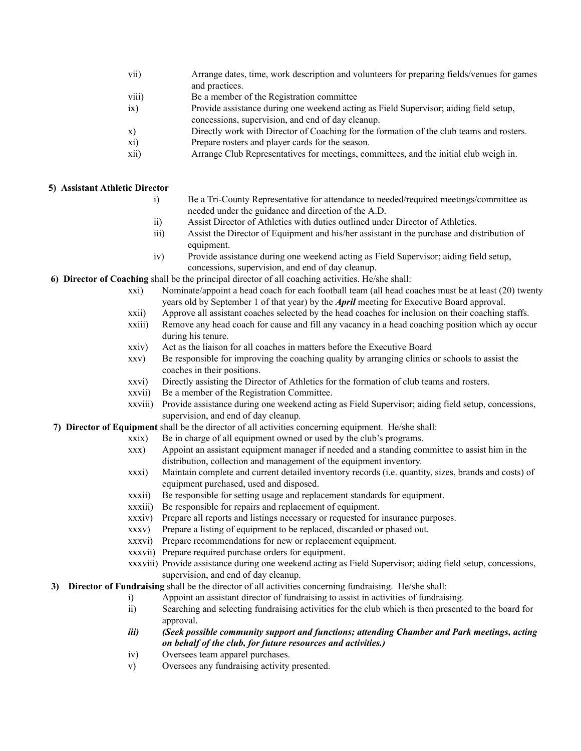vii) Arrange dates, time, work description and volunteers for preparing fields/venues for games and practices.
viii) Be a member of the Registration committee
ix) Provide assistance during one weekend acting as Field Supervisor; aiding field setup, concessions, supervision, and end of day cleanup.
x) Directly work with Director of Coaching for the formation of the club teams and rosters.
xi) Prepare rosters and player cards for the season.
xii) Arrange Club Representatives for meetings, committees, and the initial club weigh in.

**5) Assistant Athletic Director**

i) Be a Tri-County Representative for attendance to needed/required meetings/committee as needed under the guidance and direction of the A.D.
ii) Assist Director of Athletics with duties outlined under Director of Athletics.
iii) Assist the Director of Equipment and his/her assistant in the purchase and distribution of equipment.
iv) Provide assistance during one weekend acting as Field Supervisor; aiding field setup, concessions, supervision, and end of day cleanup.

**6) Director of Coaching** shall be the principal director of all coaching activities. He/she shall:

xxi) Nominate/appoint a head coach for each football team (all head coaches must be at least (20) twenty years old by September 1 of that year) by the ***April*** meeting for Executive Board approval.
xxii) Approve all assistant coaches selected by the head coaches for inclusion on their coaching staffs.
xxiii) Remove any head coach for cause and fill any vacancy in a head coaching position which ay occur during his tenure.
xxiv) Act as the liaison for all coaches in matters before the Executive Board
xxv) Be responsible for improving the coaching quality by arranging clinics or schools to assist the coaches in their positions.
xxvi) Directly assisting the Director of Athletics for the formation of club teams and rosters.
xxvii) Be a member of the Registration Committee.
xxviii) Provide assistance during one weekend acting as Field Supervisor; aiding field setup, concessions, supervision, and end of day cleanup.

**7) Director of Equipment** shall be the director of all activities concerning equipment. He/she shall:

xxix) Be in charge of all equipment owned or used by the club's programs.
xxx) Appoint an assistant equipment manager if needed and a standing committee to assist him in the distribution, collection and management of the equipment inventory.
xxxi) Maintain complete and current detailed inventory records (i.e. quantity, sizes, brands and costs) of equipment purchased, used and disposed.
xxxii) Be responsible for setting usage and replacement standards for equipment.
xxxiii) Be responsible for repairs and replacement of equipment.
xxxiv) Prepare all reports and listings necessary or requested for insurance purposes.
xxxv) Prepare a listing of equipment to be replaced, discarded or phased out.
xxxvi) Prepare recommendations for new or replacement equipment.
xxxvii) Prepare required purchase orders for equipment.
xxxviii) Provide assistance during one weekend acting as Field Supervisor; aiding field setup, concessions, supervision, and end of day cleanup.

**3) Director of Fundraising** shall be the director of all activities concerning fundraising. He/she shall:

i) Appoint an assistant director of fundraising to assist in activities of fundraising.
ii) Searching and selecting fundraising activities for the club which is then presented to the board for approval.
***iii) (Seek possible community support and functions; attending Chamber and Park meetings, acting on behalf of the club, for future resources and activities.)***
iv) Oversees team apparel purchases.
v) Oversees any fundraising activity presented.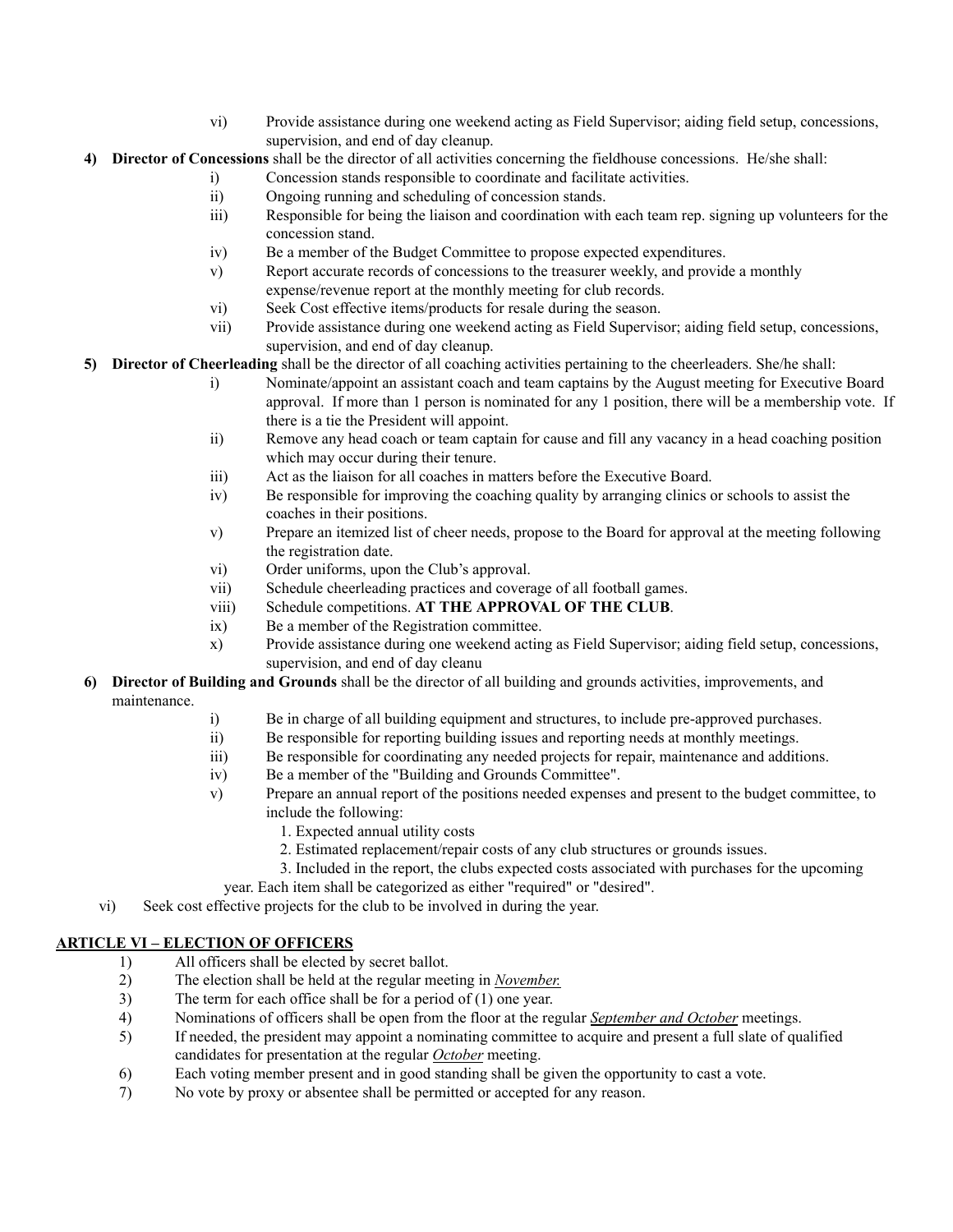vi) Provide assistance during one weekend acting as Field Supervisor; aiding field setup, concessions, supervision, and end of day cleanup.

4) **Director of Concessions** shall be the director of all activities concerning the fieldhouse concessions. He/she shall:

   i) Concession stands responsible to coordinate and facilitate activities.
   ii) Ongoing running and scheduling of concession stands.
   iii) Responsible for being the liaison and coordination with each team rep. signing up volunteers for the concession stand.
   iv) Be a member of the Budget Committee to propose expected expenditures.
   v) Report accurate records of concessions to the treasurer weekly, and provide a monthly expense/revenue report at the monthly meeting for club records.
   vi) Seek Cost effective items/products for resale during the season.
   vii) Provide assistance during one weekend acting as Field Supervisor; aiding field setup, concessions, supervision, and end of day cleanup.

5) **Director of Cheerleading** shall be the director of all coaching activities pertaining to the cheerleaders. She/he shall:

   i) Nominate/appoint an assistant coach and team captains by the August meeting for Executive Board approval. If more than 1 person is nominated for any 1 position, there will be a membership vote. If there is a tie the President will appoint.
   ii) Remove any head coach or team captain for cause and fill any vacancy in a head coaching position which may occur during their tenure.
   iii) Act as the liaison for all coaches in matters before the Executive Board.
   iv) Be responsible for improving the coaching quality by arranging clinics or schools to assist the coaches in their positions.
   v) Prepare an itemized list of cheer needs, propose to the Board for approval at the meeting following the registration date.
   vi) Order uniforms, upon the Club's approval.
   vii) Schedule cheerleading practices and coverage of all football games.
   viii) Schedule competitions. **AT THE APPROVAL OF THE CLUB**.
   ix) Be a member of the Registration committee.
   x) Provide assistance during one weekend acting as Field Supervisor; aiding field setup, concessions, supervision, and end of day cleanu

6) **Director of Building and Grounds** shall be the director of all building and grounds activities, improvements, and maintenance.

   i) Be in charge of all building equipment and structures, to include pre-approved purchases.
   ii) Be responsible for reporting building issues and reporting needs at monthly meetings.
   iii) Be responsible for coordinating any needed projects for repair, maintenance and additions.
   iv) Be a member of the "Building and Grounds Committee".
   v) Prepare an annual report of the positions needed expenses and present to the budget committee, to include the following:
      1. Expected annual utility costs
      2. Estimated replacement/repair costs of any club structures or grounds issues.
      3. Included in the report, the clubs expected costs associated with purchases for the upcoming year. Each item shall be categorized as either "required" or "desired".
   vi) Seek cost effective projects for the club to be involved in during the year.

## ARTICLE VI – ELECTION OF OFFICERS

1) All officers shall be elected by secret ballot.
2) The election shall be held at the regular meeting in *November.*
3) The term for each office shall be for a period of (1) one year.
4) Nominations of officers shall be open from the floor at the regular *September and October* meetings.
5) If needed, the president may appoint a nominating committee to acquire and present a full slate of qualified candidates for presentation at the regular *October* meeting.
6) Each voting member present and in good standing shall be given the opportunity to cast a vote.
7) No vote by proxy or absentee shall be permitted or accepted for any reason.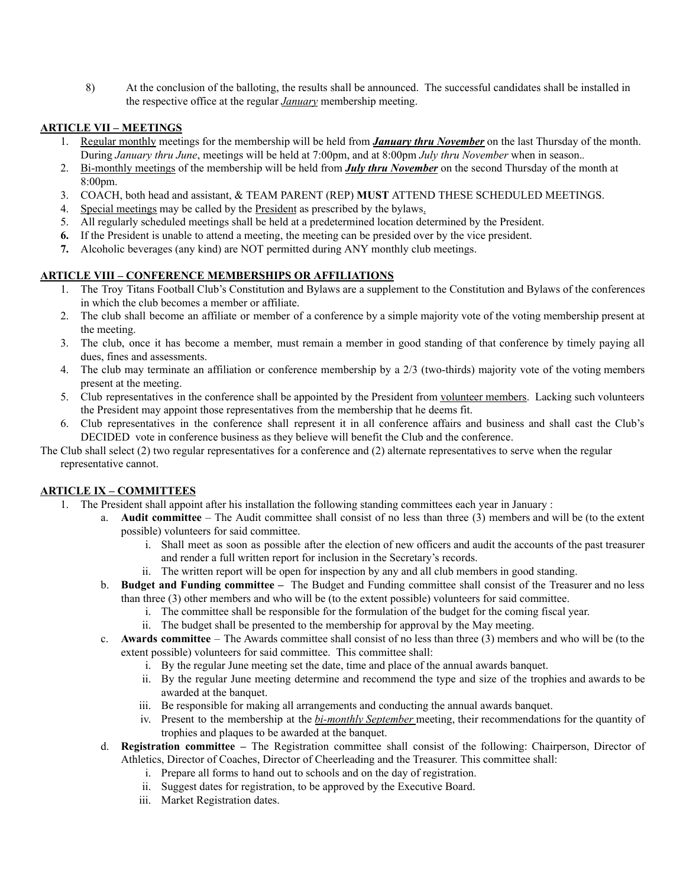8) At the conclusion of the balloting, the results shall be announced. The successful candidates shall be installed in the respective office at the regular *January* membership meeting.

## ARTICLE VII – MEETINGS

1. Regular monthly meetings for the membership will be held from ***January thru November*** on the last Thursday of the month. During *January thru June*, meetings will be held at 7:00pm, and at 8:00pm *July thru November* when in season..
2. Bi-monthly meetings of the membership will be held from ***July thru November*** on the second Thursday of the month at 8:00pm.
3. COACH, both head and assistant, & TEAM PARENT (REP) **MUST** ATTEND THESE SCHEDULED MEETINGS.
4. Special meetings may be called by the President as prescribed by the bylaws.
5. All regularly scheduled meetings shall be held at a predetermined location determined by the President.
6. If the President is unable to attend a meeting, the meeting can be presided over by the vice president.
7. Alcoholic beverages (any kind) are NOT permitted during ANY monthly club meetings.

## ARTICLE VIII – CONFERENCE MEMBERSHIPS OR AFFILIATIONS

1. The Troy Titans Football Club's Constitution and Bylaws are a supplement to the Constitution and Bylaws of the conferences in which the club becomes a member or affiliate.
2. The club shall become an affiliate or member of a conference by a simple majority vote of the voting membership present at the meeting.
3. The club, once it has become a member, must remain a member in good standing of that conference by timely paying all dues, fines and assessments.
4. The club may terminate an affiliation or conference membership by a 2/3 (two-thirds) majority vote of the voting members present at the meeting.
5. Club representatives in the conference shall be appointed by the President from volunteer members. Lacking such volunteers the President may appoint those representatives from the membership that he deems fit.
6. Club representatives in the conference shall represent it in all conference affairs and business and shall cast the Club's DECIDED vote in conference business as they believe will benefit the Club and the conference.

The Club shall select (2) two regular representatives for a conference and (2) alternate representatives to serve when the regular representative cannot.

## ARTICLE IX – COMMITTEES

1. The President shall appoint after his installation the following standing committees each year in January :
   a. **Audit committee** – The Audit committee shall consist of no less than three (3) members and will be (to the extent possible) volunteers for said committee.
      i. Shall meet as soon as possible after the election of new officers and audit the accounts of the past treasurer and render a full written report for inclusion in the Secretary's records.
      ii. The written report will be open for inspection by any and all club members in good standing.
   b. **Budget and Funding committee –** The Budget and Funding committee shall consist of the Treasurer and no less than three (3) other members and who will be (to the extent possible) volunteers for said committee.
      i. The committee shall be responsible for the formulation of the budget for the coming fiscal year.
      ii. The budget shall be presented to the membership for approval by the May meeting.
   c. **Awards committee** – The Awards committee shall consist of no less than three (3) members and who will be (to the extent possible) volunteers for said committee. This committee shall:
      i. By the regular June meeting set the date, time and place of the annual awards banquet.
      ii. By the regular June meeting determine and recommend the type and size of the trophies and awards to be awarded at the banquet.
      iii. Be responsible for making all arrangements and conducting the annual awards banquet.
      iv. Present to the membership at the *bi-monthly September* meeting, their recommendations for the quantity of trophies and plaques to be awarded at the banquet.
   d. **Registration committee –** The Registration committee shall consist of the following: Chairperson, Director of Athletics, Director of Coaches, Director of Cheerleading and the Treasurer. This committee shall:
      i. Prepare all forms to hand out to schools and on the day of registration.
      ii. Suggest dates for registration, to be approved by the Executive Board.
      iii. Market Registration dates.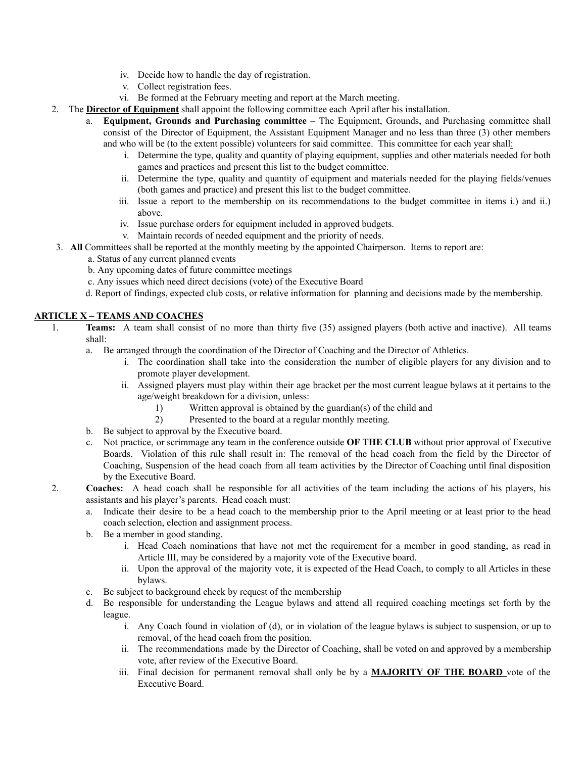iv. Decide how to handle the day of registration.
   v. Collect registration fees.
   vi. Be formed at the February meeting and report at the March meeting.

2. The <u>**Director of Equipment**</u> shall appoint the following committee each April after his installation.
   a. **Equipment, Grounds and Purchasing committee** – The Equipment, Grounds, and Purchasing committee shall consist of the Director of Equipment, the Assistant Equipment Manager and no less than three (3) other members and who will be (to the extent possible) volunteers for said committee. This committee for each year shall:
      i. Determine the type, quality and quantity of playing equipment, supplies and other materials needed for both games and practices and present this list to the budget committee.
      ii. Determine the type, quality and quantity of equipment and materials needed for the playing fields/venues (both games and practice) and present this list to the budget committee.
      iii. Issue a report to the membership on its recommendations to the budget committee in items i.) and ii.) above.
      iv. Issue purchase orders for equipment included in approved budgets.
      v. Maintain records of needed equipment and the priority of needs.

3. **All** Committees shall be reported at the monthly meeting by the appointed Chairperson. Items to report are:
   a. Status of any current planned events
   b. Any upcoming dates of future committee meetings
   c. Any issues which need direct decisions (vote) of the Executive Board
   d. Report of findings, expected club costs, or relative information for planning and decisions made by the membership.

## ARTICLE X – TEAMS AND COACHES

1. **Teams:** A team shall consist of no more than thirty five (35) assigned players (both active and inactive). All teams shall:
   a. Be arranged through the coordination of the Director of Coaching and the Director of Athletics.
      i. The coordination shall take into the consideration the number of eligible players for any division and to promote player development.
      ii. Assigned players must play within their age bracket per the most current league bylaws at it pertains to the age/weight breakdown for a division, <u>unless:</u>
         1) Written approval is obtained by the guardian(s) of the child and
         2) Presented to the board at a regular monthly meeting.
   b. Be subject to approval by the Executive board.
   c. Not practice, or scrimmage any team in the conference outside **OF THE CLUB** without prior approval of Executive Boards. Violation of this rule shall result in: The removal of the head coach from the field by the Director of Coaching, Suspension of the head coach from all team activities by the Director of Coaching until final disposition by the Executive Board.

2. **Coaches:** A head coach shall be responsible for all activities of the team including the actions of his players, his assistants and his player's parents. Head coach must:
   a. Indicate their desire to be a head coach to the membership prior to the April meeting or at least prior to the head coach selection, election and assignment process.
   b. Be a member in good standing.
      i. Head Coach nominations that have not met the requirement for a member in good standing, as read in Article III, may be considered by a majority vote of the Executive board.
      ii. Upon the approval of the majority vote, it is expected of the Head Coach, to comply to all Articles in these bylaws.
   c. Be subject to background check by request of the membership
   d. Be responsible for understanding the League bylaws and attend all required coaching meetings set forth by the league.
      i. Any Coach found in violation of (d), or in violation of the league bylaws is subject to suspension, or up to removal, of the head coach from the position.
      ii. The recommendations made by the Director of Coaching, shall be voted on and approved by a membership vote, after review of the Executive Board.
      iii. Final decision for permanent removal shall only be by a <u>**MAJORITY OF THE BOARD**</u> vote of the Executive Board.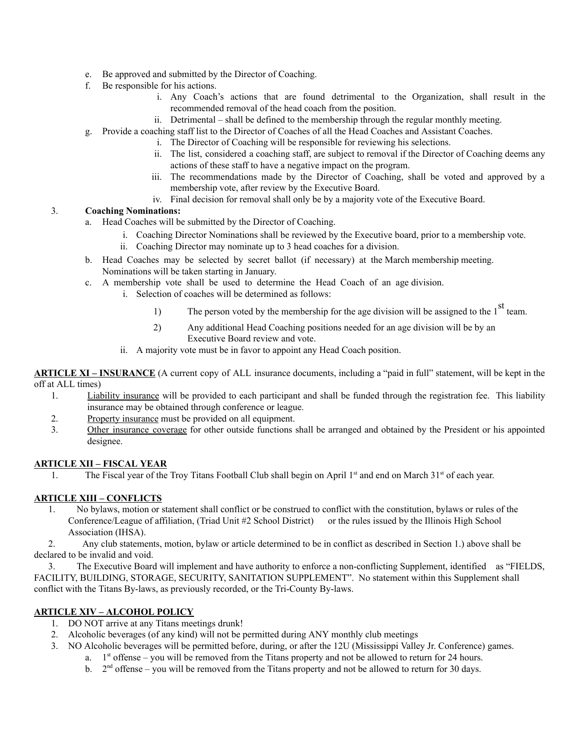e. Be approved and submitted by the Director of Coaching.
f. Be responsible for his actions.
    i. Any Coach's actions that are found detrimental to the Organization, shall result in the recommended removal of the head coach from the position.
    ii. Detrimental – shall be defined to the membership through the regular monthly meeting.
g. Provide a coaching staff list to the Director of Coaches of all the Head Coaches and Assistant Coaches.
    i. The Director of Coaching will be responsible for reviewing his selections.
    ii. The list, considered a coaching staff, are subject to removal if the Director of Coaching deems any actions of these staff to have a negative impact on the program.
    iii. The recommendations made by the Director of Coaching, shall be voted and approved by a membership vote, after review by the Executive Board.
    iv. Final decision for removal shall only be by a majority vote of the Executive Board.

3. **Coaching Nominations:**
    a. Head Coaches will be submitted by the Director of Coaching.
        i. Coaching Director Nominations shall be reviewed by the Executive board, prior to a membership vote.
        ii. Coaching Director may nominate up to 3 head coaches for a division.
    b. Head Coaches may be selected by secret ballot (if necessary) at the March membership meeting. Nominations will be taken starting in January.
    c. A membership vote shall be used to determine the Head Coach of an age division.
        i. Selection of coaches will be determined as follows:
            1) The person voted by the membership for the age division will be assigned to the 1st team.
            2) Any additional Head Coaching positions needed for an age division will be by an Executive Board review and vote.
        ii. A majority vote must be in favor to appoint any Head Coach position.

**ARTICLE XI – INSURANCE** (A current copy of ALL insurance documents, including a "paid in full" statement, will be kept in the off at ALL times)

1. Liability insurance will be provided to each participant and shall be funded through the registration fee. This liability insurance may be obtained through conference or league.
2. Property insurance must be provided on all equipment.
3. Other insurance coverage for other outside functions shall be arranged and obtained by the President or his appointed designee.

**ARTICLE XII – FISCAL YEAR**

1. The Fiscal year of the Troy Titans Football Club shall begin on April 1st and end on March 31st of each year.

**ARTICLE XIII – CONFLICTS**

1. No bylaws, motion or statement shall conflict or be construed to conflict with the constitution, bylaws or rules of the Conference/League of affiliation, (Triad Unit #2 School District) or the rules issued by the Illinois High School Association (IHSA).
2. Any club statements, motion, bylaw or article determined to be in conflict as described in Section 1.) above shall be declared to be invalid and void.
3. The Executive Board will implement and have authority to enforce a non-conflicting Supplement, identified as "FIELDS, FACILITY, BUILDING, STORAGE, SECURITY, SANITATION SUPPLEMENT". No statement within this Supplement shall conflict with the Titans By-laws, as previously recorded, or the Tri-County By-laws.

**ARTICLE XIV – ALCOHOL POLICY**

1. DO NOT arrive at any Titans meetings drunk!
2. Alcoholic beverages (of any kind) will not be permitted during ANY monthly club meetings
3. NO Alcoholic beverages will be permitted before, during, or after the 12U (Mississippi Valley Jr. Conference) games.
    a. 1st offense – you will be removed from the Titans property and not be allowed to return for 24 hours.
    b. 2nd offense – you will be removed from the Titans property and not be allowed to return for 30 days.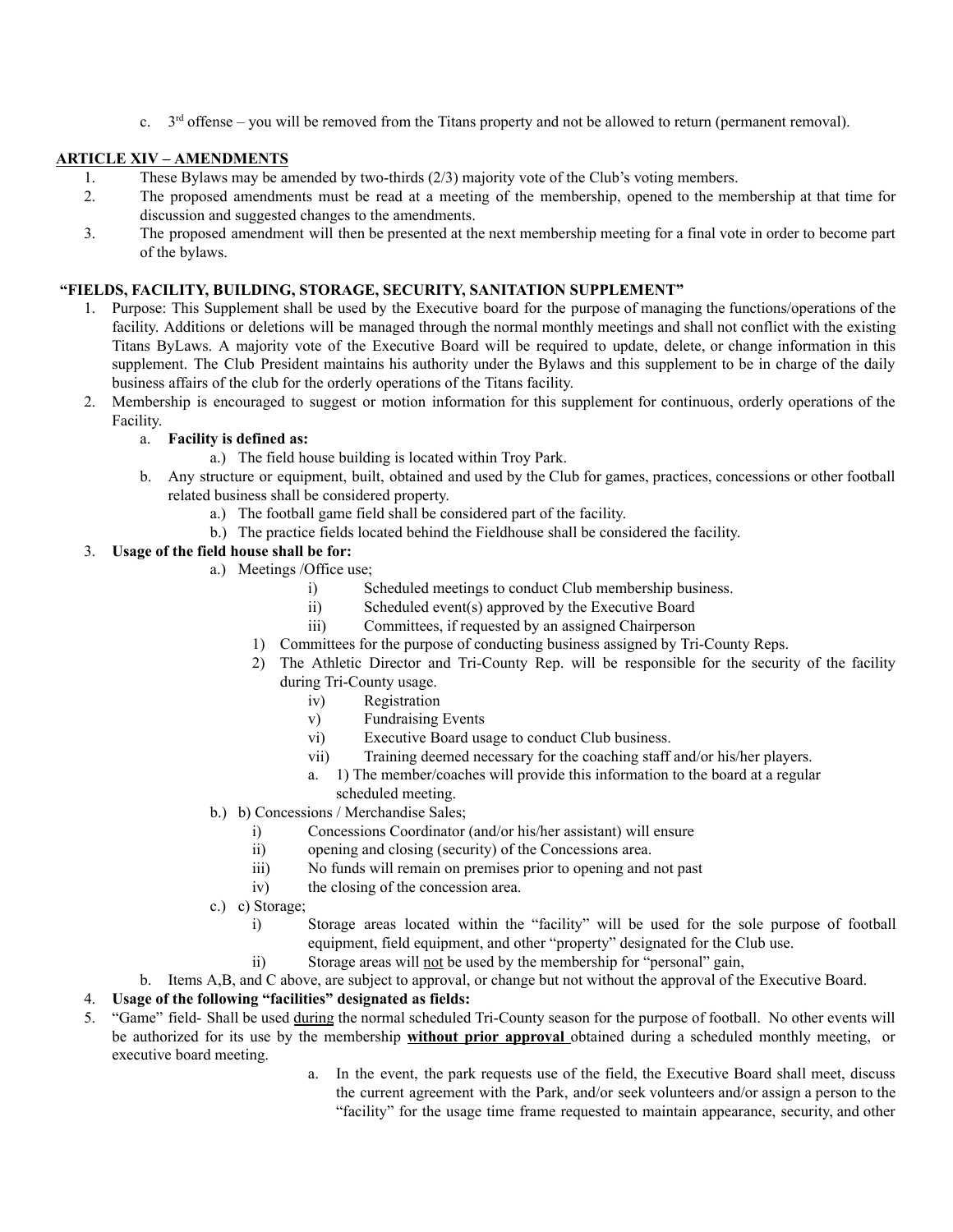c. 3rd offense – you will be removed from the Titans property and not be allowed to return (permanent removal).

## ARTICLE XIV – AMENDMENTS

1. These Bylaws may be amended by two-thirds (2/3) majority vote of the Club's voting members.
2. The proposed amendments must be read at a meeting of the membership, opened to the membership at that time for discussion and suggested changes to the amendments.
3. The proposed amendment will then be presented at the next membership meeting for a final vote in order to become part of the bylaws.

## "FIELDS, FACILITY, BUILDING, STORAGE, SECURITY, SANITATION SUPPLEMENT"

1. Purpose: This Supplement shall be used by the Executive board for the purpose of managing the functions/operations of the facility. Additions or deletions will be managed through the normal monthly meetings and shall not conflict with the existing Titans ByLaws. A majority vote of the Executive Board will be required to update, delete, or change information in this supplement. The Club President maintains his authority under the Bylaws and this supplement to be in charge of the daily business affairs of the club for the orderly operations of the Titans facility.
2. Membership is encouraged to suggest or motion information for this supplement for continuous, orderly operations of the Facility.
   a. **Facility is defined as:**
      a.) The field house building is located within Troy Park.
   b. Any structure or equipment, built, obtained and used by the Club for games, practices, concessions or other football related business shall be considered property.
      a.) The football game field shall be considered part of the facility.
      b.) The practice fields located behind the Fieldhouse shall be considered the facility.
3. **Usage of the field house shall be for:**
   a.) Meetings /Office use;
      i) Scheduled meetings to conduct Club membership business.
      ii) Scheduled event(s) approved by the Executive Board
      iii) Committees, if requested by an assigned Chairperson
         1) Committees for the purpose of conducting business assigned by Tri-County Reps.
         2) The Athletic Director and Tri-County Rep. will be responsible for the security of the facility during Tri-County usage.
      iv) Registration
      v) Fundraising Events
      vi) Executive Board usage to conduct Club business.
      vii) Training deemed necessary for the coaching staff and/or his/her players.
         a. 1) The member/coaches will provide this information to the board at a regular scheduled meeting.
   b.) b) Concessions / Merchandise Sales;
      i) Concessions Coordinator (and/or his/her assistant) will ensure
      ii) opening and closing (security) of the Concessions area.
      iii) No funds will remain on premises prior to opening and not past
      iv) the closing of the concession area.
   c.) c) Storage;
      i) Storage areas located within the "facility" will be used for the sole purpose of football equipment, field equipment, and other "property" designated for the Club use.
      ii) Storage areas will not be used by the membership for "personal" gain,
   b. Items A,B, and C above, are subject to approval, or change but not without the approval of the Executive Board.
4. **Usage of the following "facilities" designated as fields:**
5. "Game" field- Shall be used during the normal scheduled Tri-County season for the purpose of football. No other events will be authorized for its use by the membership **without prior approval** obtained during a scheduled monthly meeting, or executive board meeting.
   a. In the event, the park requests use of the field, the Executive Board shall meet, discuss the current agreement with the Park, and/or seek volunteers and/or assign a person to the "facility" for the usage time frame requested to maintain appearance, security, and other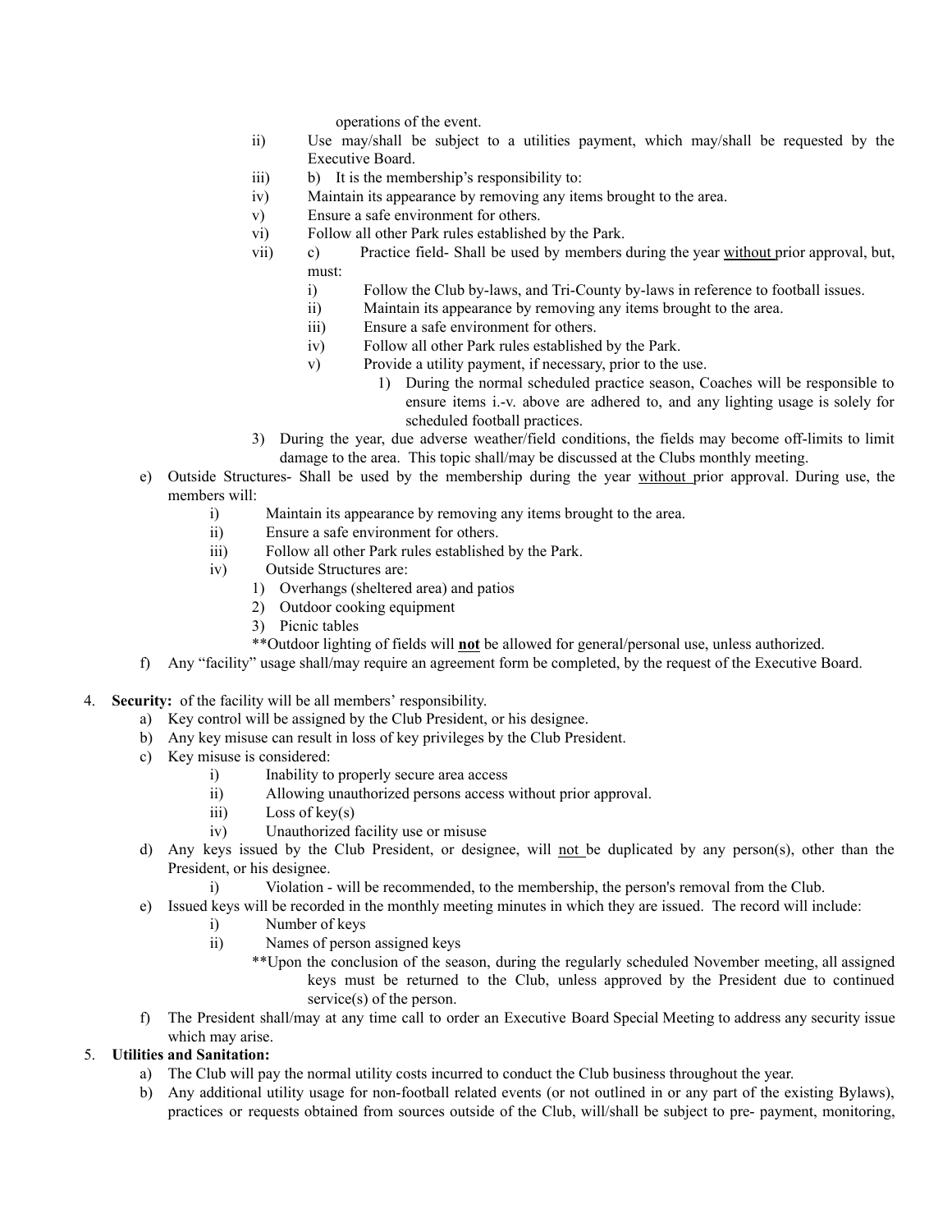operations of the event.

ii) Use may/shall be subject to a utilities payment, which may/shall be requested by the Executive Board.

iii) b) It is the membership's responsibility to:

iv) Maintain its appearance by removing any items brought to the area.

v) Ensure a safe environment for others.

vi) Follow all other Park rules established by the Park.

vii) c) Practice field- Shall be used by members during the year <u>without</u> prior approval, but, must:

- i) Follow the Club by-laws, and Tri-County by-laws in reference to football issues.
- ii) Maintain its appearance by removing any items brought to the area.
- iii) Ensure a safe environment for others.
- iv) Follow all other Park rules established by the Park.
- v) Provide a utility payment, if necessary, prior to the use.
  - 1) During the normal scheduled practice season, Coaches will be responsible to ensure items i.-v. above are adhered to, and any lighting usage is solely for scheduled football practices.

3) During the year, due adverse weather/field conditions, the fields may become off-limits to limit damage to the area. This topic shall/may be discussed at the Clubs monthly meeting.

e) Outside Structures- Shall be used by the membership during the year <u>without</u> prior approval. During use, the members will:
   - i) Maintain its appearance by removing any items brought to the area.
   - ii) Ensure a safe environment for others.
   - iii) Follow all other Park rules established by the Park.
   - iv) Outside Structures are:
     - 1) Overhangs (sheltered area) and patios
     - 2) Outdoor cooking equipment
     - 3) Picnic tables

   **Outdoor lighting of fields will <u>**not**</u> be allowed for general/personal use, unless authorized.

f) Any "facility" usage shall/may require an agreement form be completed, by the request of the Executive Board.

4. **Security:** of the facility will be all members' responsibility.
   - a) Key control will be assigned by the Club President, or his designee.
   - b) Any key misuse can result in loss of key privileges by the Club President.
   - c) Key misuse is considered:
     - i) Inability to properly secure area access
     - ii) Allowing unauthorized persons access without prior approval.
     - iii) Loss of key(s)
     - iv) Unauthorized facility use or misuse
   - d) Any keys issued by the Club President, or designee, will <u>not</u> be duplicated by any person(s), other than the President, or his designee.
     - i) Violation - will be recommended, to the membership, the person's removal from the Club.
   - e) Issued keys will be recorded in the monthly meeting minutes in which they are issued. The record will include:
     - i) Number of keys
     - ii) Names of person assigned keys

     **Upon the conclusion of the season, during the regularly scheduled November meeting, all assigned keys must be returned to the Club, unless approved by the President due to continued service(s) of the person.
   - f) The President shall/may at any time call to order an Executive Board Special Meeting to address any security issue which may arise.

5. **Utilities and Sanitation:**
   - a) The Club will pay the normal utility costs incurred to conduct the Club business throughout the year.
   - b) Any additional utility usage for non-football related events (or not outlined in or any part of the existing Bylaws), practices or requests obtained from sources outside of the Club, will/shall be subject to pre- payment, monitoring,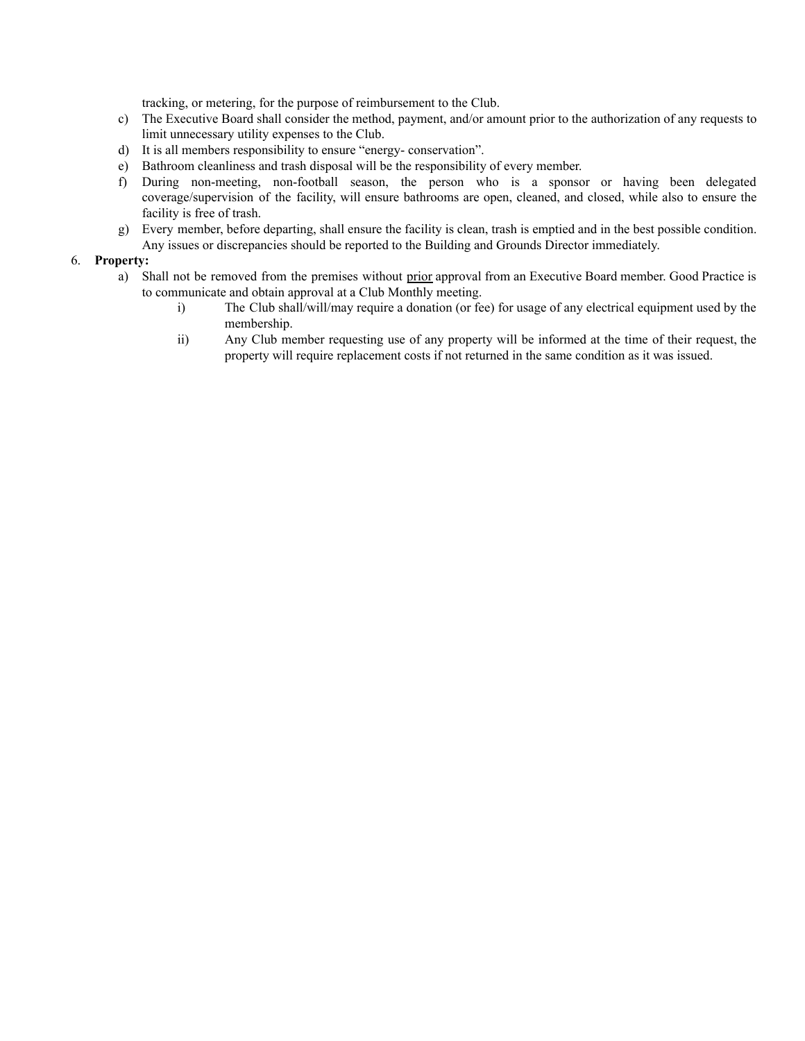tracking, or metering, for the purpose of reimbursement to the Club.

c) The Executive Board shall consider the method, payment, and/or amount prior to the authorization of any requests to limit unnecessary utility expenses to the Club.
d) It is all members responsibility to ensure "energy- conservation".
e) Bathroom cleanliness and trash disposal will be the responsibility of every member.
f) During non-meeting, non-football season, the person who is a sponsor or having been delegated coverage/supervision of the facility, will ensure bathrooms are open, cleaned, and closed, while also to ensure the facility is free of trash.
g) Every member, before departing, shall ensure the facility is clean, trash is emptied and in the best possible condition. Any issues or discrepancies should be reported to the Building and Grounds Director immediately.

6. **Property:**
   a) Shall not be removed from the premises without <u>prior</u> approval from an Executive Board member. Good Practice is to communicate and obtain approval at a Club Monthly meeting.
      i) The Club shall/will/may require a donation (or fee) for usage of any electrical equipment used by the membership.
      ii) Any Club member requesting use of any property will be informed at the time of their request, the property will require replacement costs if not returned in the same condition as it was issued.